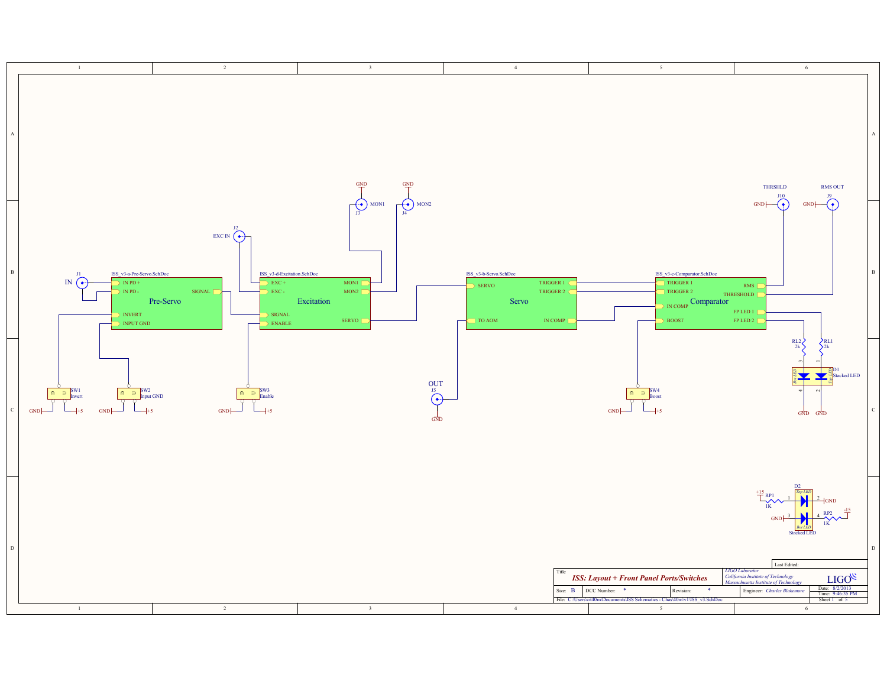# ISS: Layout + Front Panel Ports/Switches

**Sheet blocks:**

- ISS_v3-a-Pre-Servo.SchDoc — **Pre-Servo**: IN PD +, IN PD -, INVERT, INPUT GND, SIGNAL
- ISS_v3-d-Excitation.SchDoc — **Excitation**: EXC +, EXC -, SIGNAL, ENABLE, MON1, MON2, SERVO
- ISS_v3-b-Servo.SchDoc — **Servo**: SERVO, TO AOM, TRIGGER 1, TRIGGER 2, IN COMP
- ISS_v3-c-Comparator.SchDoc — **Comparator**: TRIGGER 1, TRIGGER 2, IN COMP, BOOST, RMS, THRESHOLD, FP LED 1, FP LED 2

**Connectors:**

- J1 — IN
- J2 — EXC IN
- J3 — MON1 (GND)
- J4 — MON2 (GND)
- J5 — OUT (GND)
- J10 — THRSHLD (GND)
- J9 — RMS OUT (GND)

**Switches:**

- SW1 — Invert (GND, +5)
- SW2 — Input GND (GND, +5)
- SW3 — Enable (GND, +5)
- SW4 — Boost (GND, +5)

**LEDs / Resistors:**

- RL1 — 2k
- RL2 — 2k
- D1 — Stacked LED (Top LED, Bot LED), GND
- D2 — Stacked LED (Top LED, Bot LED)
- RP1 — 1K, +15
- RP2 — 1K, -15

| Title | *ISS: Layout + Front Panel Ports/Switches* | | *LIGO Laboratory* / *California Institute of Technology* / *Massachusetts Institute of Technology* | LIGO |
|---|---|---|---|---|
| Size: B | DCC Number: * | Revision: * | Engineer: *Charles Blakemore* | Date: 8/2/2013 Time: 9:46:35 PM |
| File: C:\Users\cit40m\Documents\ISS Schematics - Chas\40m\v1\ISS_v3.SchDoc | | | | Sheet 1 of 5 |

Last Edited: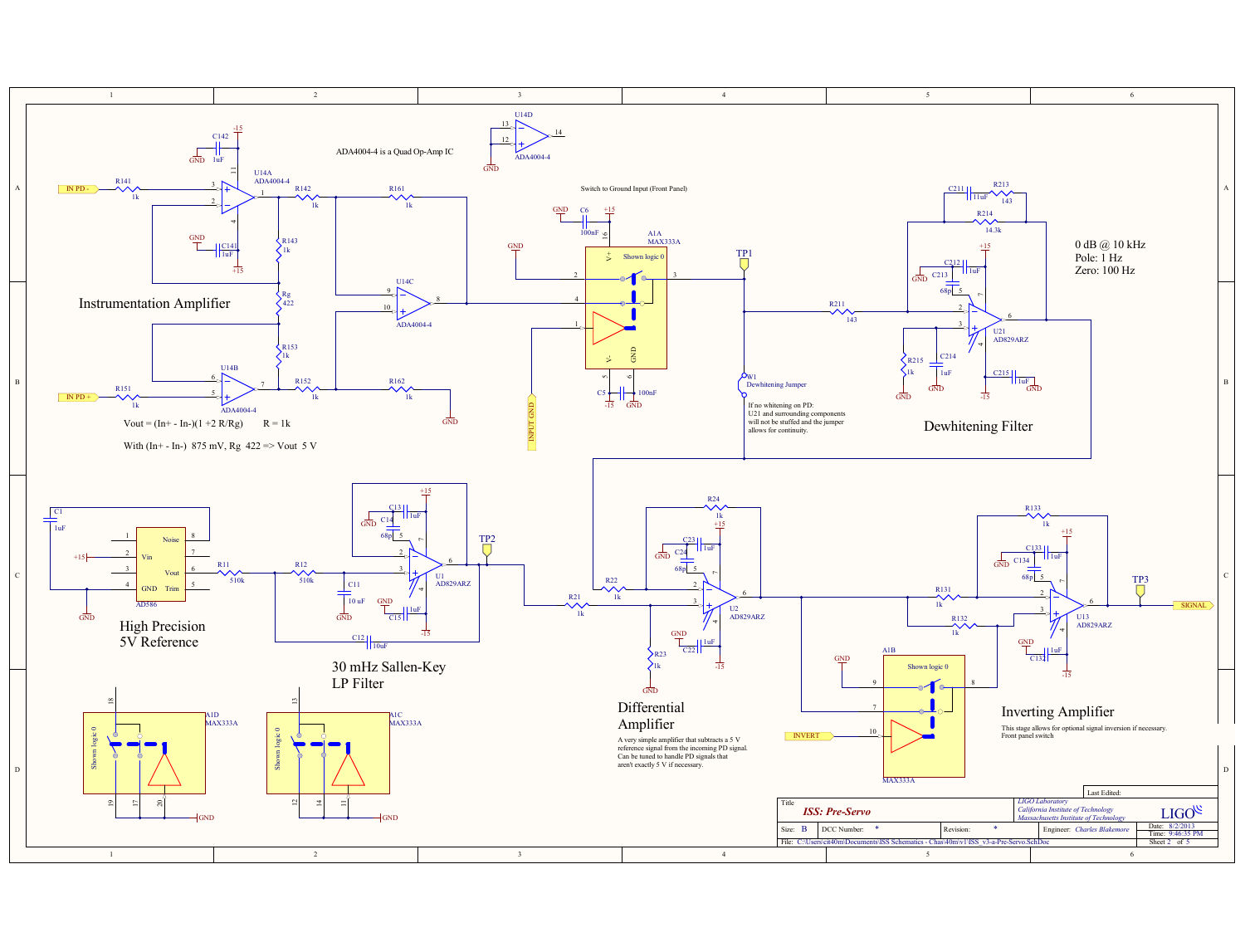## Instrumentation Amplifier

ADA4004-4 is a Quad Op-Amp IC

$V_{out} = (In+ - In-)(1 + 2\,R/Rg)$ &nbsp;&nbsp;&nbsp; R = 1k

With (In+ - In-) 875 mV, Rg 422 => Vout 5 V

Switch to Ground Input (Front Panel)

## Dewhitening Filter

0 dB @ 10 kHz
Pole: 1 Hz
Zero: 100 Hz

If no whitening on PD:
U21 and surrounding components will not be stuffed and the jumper allows for continuity.

W1 Dewhitening Jumper

## High Precision 5V Reference

## 30 mHz Sallen-Key LP Filter

## Differential Amplifier

A very simple amplifier that subtracts a 5 V reference signal from the incoming PD signal. Can be tuned to handle PD signals that aren't exactly 5 V if necessary.

## Inverting Amplifier

This stage allows for optional signal inversion if necessary. Front panel switch

| Title | ISS: Pre-Servo | | LIGO Laboratory, California Institute of Technology, Massachusetts Institute of Technology |
|---|---|---|---|
| Size: B | DCC Number: * | Revision: * | Engineer: Charles Blakemore |
| Date: 8/2/2013 | Time: 9:46:35 PM | Sheet 2 of 5 | |

File: C:\Users\cit40m\Documents\ISS Schematics - Chas\40m\v1\ISS_v3-a-Pre-Servo.SchDoc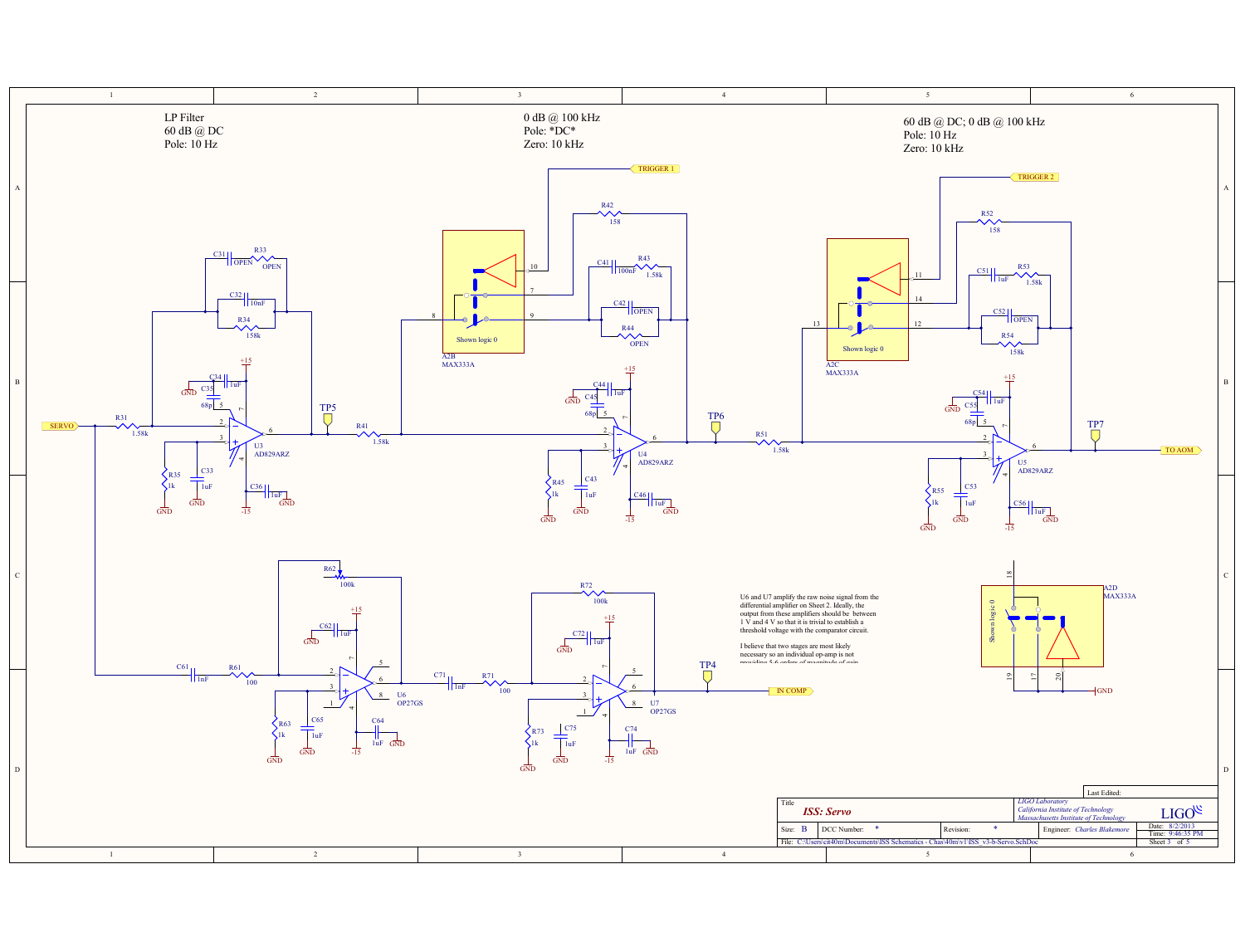LP Filter
60 dB @ DC
Pole: 10 Hz

0 dB @ 100 kHz
Pole: *DC*
Zero: 10 kHz

60 dB @ DC; 0 dB @ 100 kHz
Pole: 10 Hz
Zero: 10 kHz

U6 and U7 amplify the raw noise signal from the differential amplifier on Sheet 2. Ideally, the output from these amplifiers should be between 1 V and 4 V so that it is trivial to establish a threshold voltage with the comparator circuit.

I believe that two stages are most likely necessary so an individual op-amp is not providing 5-6 orders of magnitude of gain.

| Title | *ISS: Servo* | | *LIGO Laboratory* *California Institute of Technology* *Massachusetts Institute of Technology* | LIGO |
|---|---|---|---|---|
| Size: B | DCC Number: * | Revision: * | Engineer: *Charles Blakemore* | Date: 8/2/2013 Time: 9:46:35 PM |
| File: C:\Users\cit40m\Documents\ISS Schematics - Chas\40m\v1\ISS_v3-b-Servo.SchDoc | | | | Sheet 3 of 5 |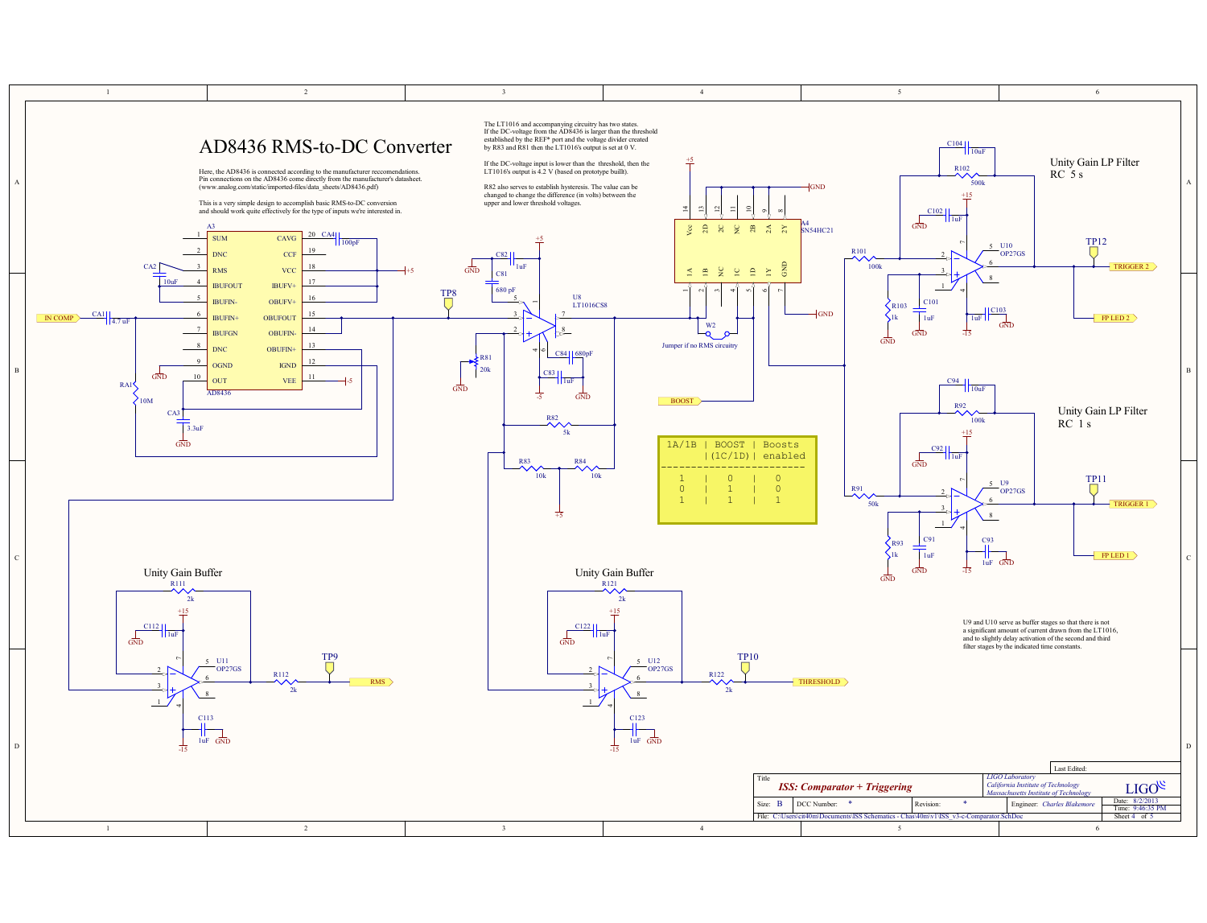# AD8436 RMS-to-DC Converter

Here, the AD8436 is connected according to the manufacturer reccomendations. Pin connections on the AD8436 come directly from the manufacturer's datasheet. (www.analog.com/static/imported-files/data_sheets/AD8436.pdf)

This is a very simple design to accomplish basic RMS-to-DC conversion and should work quite effectively for the type of inputs we're interested in.

The LT1016 and accompanying circuitry has two states. If the DC-voltage from the AD8436 is larger than the threshold established by the REF* port and the voltage divider created by R83 and R81 then the LT1016's output is set at 0 V.

If the DC-voltage input is lower than the threshold, then the LT1016's output is 4.2 V (based on prototype built).

R82 also serves to establish hysteresis. The value can be changed to change the difference (in volts) between the upper and lower threshold voltages.

Jumper if no RMS circuitry

| 1A/1B | BOOST (1C/1D) | Boosts enabled |
| --- | --- | --- |
| 1 | 0 | 0 |
| 0 | 1 | 0 |
| 1 | 1 | 1 |

## Unity Gain LP Filter RC 5 s

## Unity Gain LP Filter RC 1 s

U9 and U10 serve as buffer stages so that there is not a significant amount of current drawn from the LT1016, and to slightly delay activation of the second and third filter stages by the indicated time constants.

## Unity Gain Buffer

## Unity Gain Buffer

Labels: IN COMP, RMS, THRESHOLD, BOOST, TRIGGER 2, FP LED 2, TRIGGER 1, FP LED 1, TP8, TP9, TP10, TP11, TP12

Components: A3 AD8436; U8 LT1016CS8; A4 SN54HC21; U9, U10, U11, U12 OP27GS; CA1 4.7 uF; CA2 10uF; CA3 3.3uF; CA4 100pF; RA1 10M; C81 680 pF; C82 1uF; C83 1uF; C84 680pF; R81 20k; R82 5k; R83 10k; R84 10k; W2; R101 100k; R102 500k; R103 1k; C101 1uF; C102 1uF; C103 1uF; C104 10uF; R91 50k; R92 100k; R93 1k; C91 1uF; C92 1uF; C93 1uF; C94 10uF; R111 2k; R112 2k; C112 1uF; C113 1uF; R121 2k; R122 2k; C122 1uF; C123 1uF

| Title | *ISS: Comparator + Triggering* | *LIGO Laboratory* *California Institute of Technology* *Massachusetts Institute of Technology* | LIGO |
| --- | --- | --- | --- |
| Size: B | DCC Number: * Revision: * | Engineer: *Charles Blakemore* | Date: 8/2/2013 Time: 9:46:35 PM |
| File: C:\Users\controls\40m\Documents\ISS Schematics - Chas\40m\v1\ISS_v3-c-Comparator.SchDoc | | | Sheet 4 of 5 |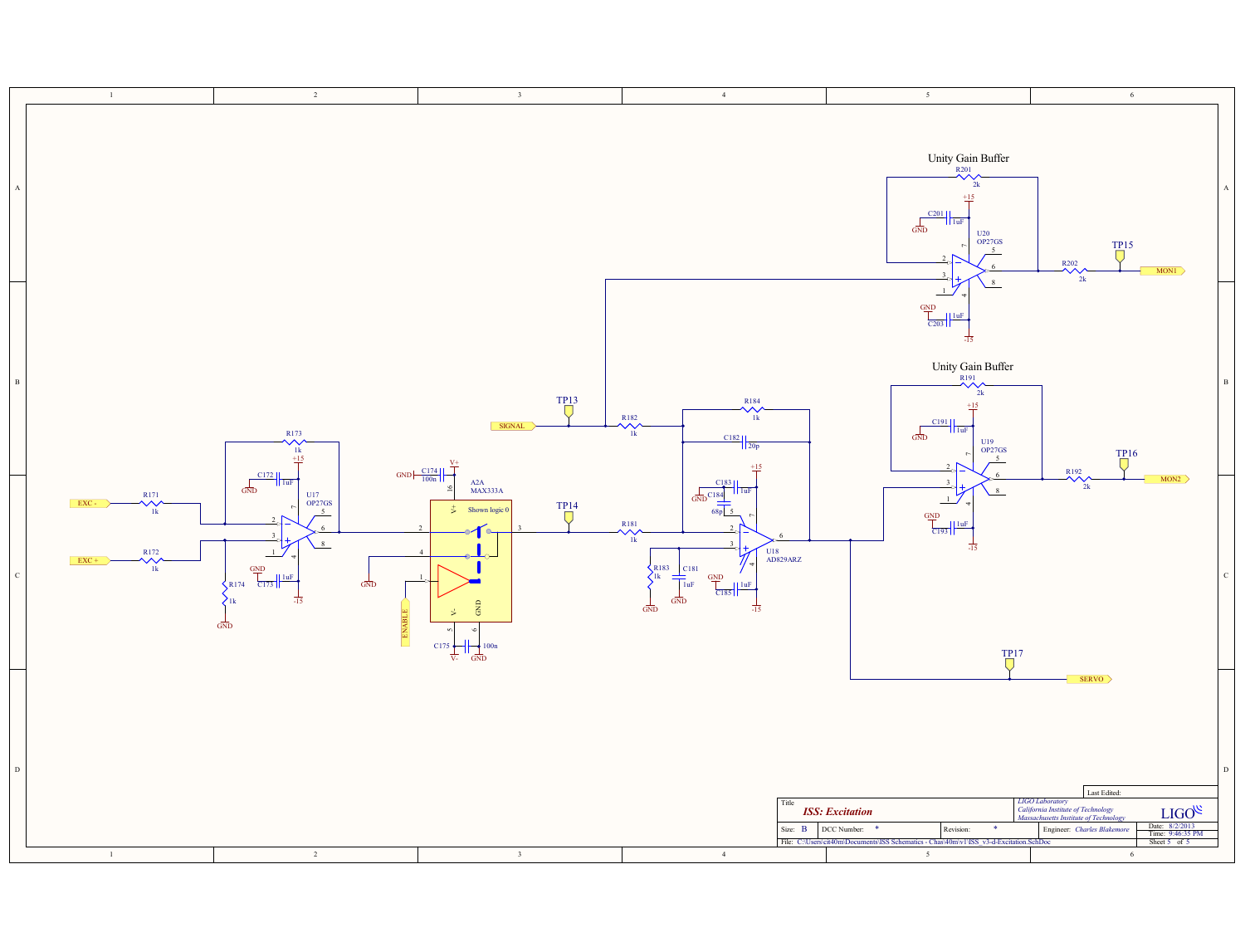Unity Gain Buffer

R201 2k

C201 1uF

+15

GND

U20 OP27GS

TP15

R202 2k

MON1

GND

C203 1uF

-15

Unity Gain Buffer

R191 2k

+15

C191 1uF

GND

U19 OP27GS

TP16

R192 2k

MON2

GND

C193 1uF

-15

TP13

SIGNAL

R182 1k

R184 1k

C182 20p

R173 1k

+15

C172 1uF

GND

U17 OP27GS

EXC - R171 1k

EXC + R172 1k

R174 1k

GND

C173 1uF

-15

GND C174 100n

V+

A2A MAX333A

Shown logic 0

TP14

R181 1k

C183 1uF

+15

GND

C184 68p

U18 AD829ARZ

R183 1k

C181 1uF

GND

C185 1uF

-15

GND

ENABLE

C175 100n

V- GND

TP17

SERVO

| | | | |
|---|---|---|---|
| Title: ***ISS: Excitation*** | | *LIGO Laboratory* *California Institute of Technology* *Massachusetts Institute of Technology* | LIGO |
| Size: B | DCC Number: * | Revision: * | Engineer: *Charles Blakemore* |
| File: C:\Users\cit40m\Documents\ISS Schematics - Chas\40m\v1\ISS_v3-d-Excitation.SchDoc | | | Date: 8/2/2013 Time: 9:46:35 PM |

Last Edited: